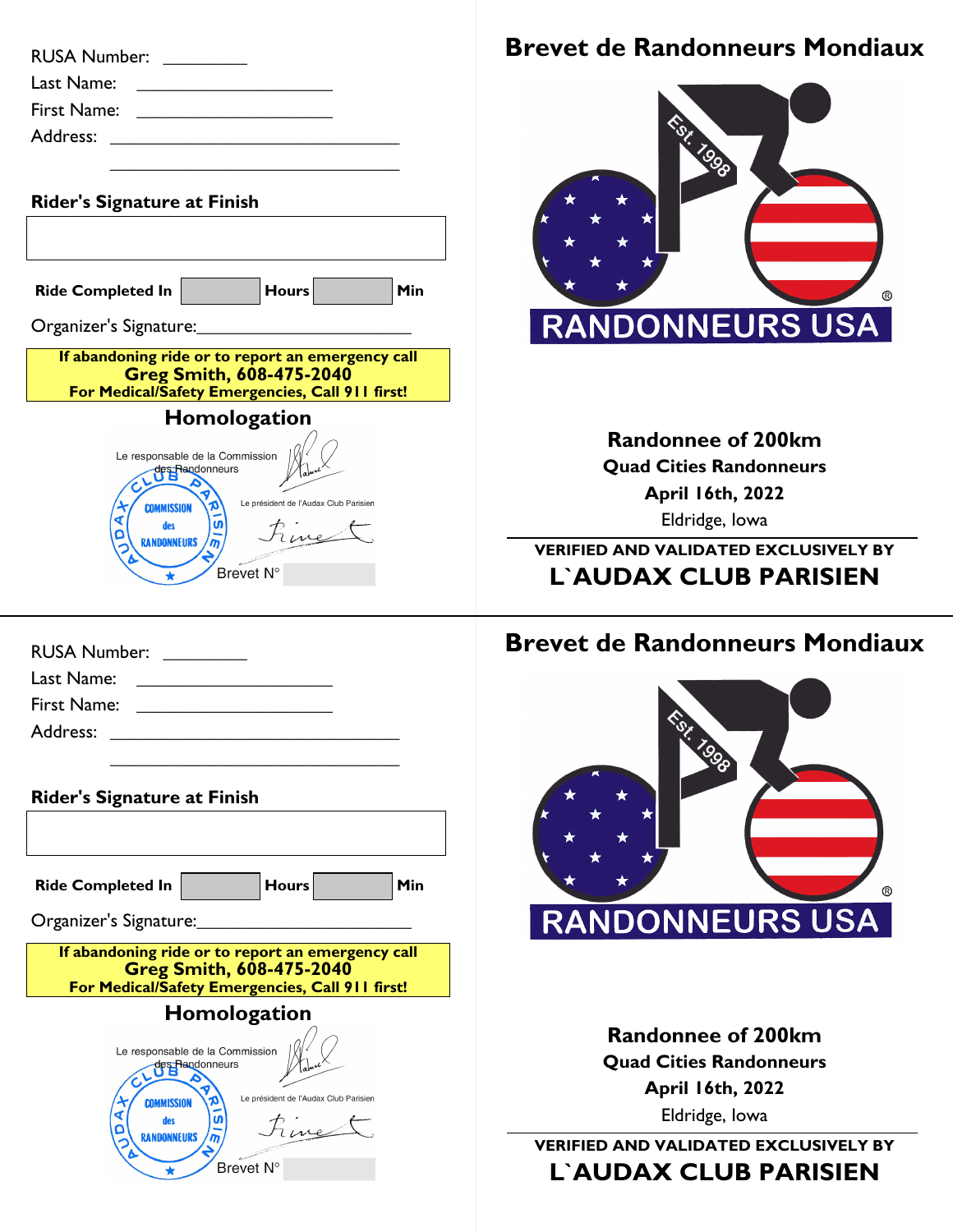RUSA Number: _________

Last Name: ____________________

First Name: ____________________

Address: ________________________________

________________________________

**Rider's Signature at Finish**

| |
|---|
| |

**Ride Completed In** ______ **Hours** ______ **Min**

Organizer's Signature:______________________

**If abandoning ride or to report an emergency call**
**Greg Smith, 608-475-2040**
**For Medical/Safety Emergencies, Call 911 first!**

## Homologation

Le responsable de la Commission des Randonneurs

AUDAX CLUB PARISIEN — COMMISSION des RANDONNEURS

Le président de l'Audax Club Parisien

Brevet N° ______

# Brevet de Randonneurs Mondiaux

Est. 1998

RANDONNEURS USA ®

**Randonnee of 200km**

**Quad Cities Randonneurs**

**April 16th, 2022**

Eldridge, Iowa

---

**VERIFIED AND VALIDATED EXCLUSIVELY BY**

**L`AUDAX CLUB PARISIEN**

---

RUSA Number: _________

Last Name: ____________________

First Name: ____________________

Address: ________________________________

________________________________

**Rider's Signature at Finish**

| |
|---|
| |

**Ride Completed In** ______ **Hours** ______ **Min**

Organizer's Signature:______________________

**If abandoning ride or to report an emergency call**
**Greg Smith, 608-475-2040**
**For Medical/Safety Emergencies, Call 911 first!**

## Homologation

Le responsable de la Commission des Randonneurs

AUDAX CLUB PARISIEN — COMMISSION des RANDONNEURS

Le président de l'Audax Club Parisien

Brevet N° ______

# Brevet de Randonneurs Mondiaux

Est. 1998

RANDONNEURS USA ®

**Randonnee of 200km**

**Quad Cities Randonneurs**

**April 16th, 2022**

Eldridge, Iowa

---

**VERIFIED AND VALIDATED EXCLUSIVELY BY**

**L`AUDAX CLUB PARISIEN**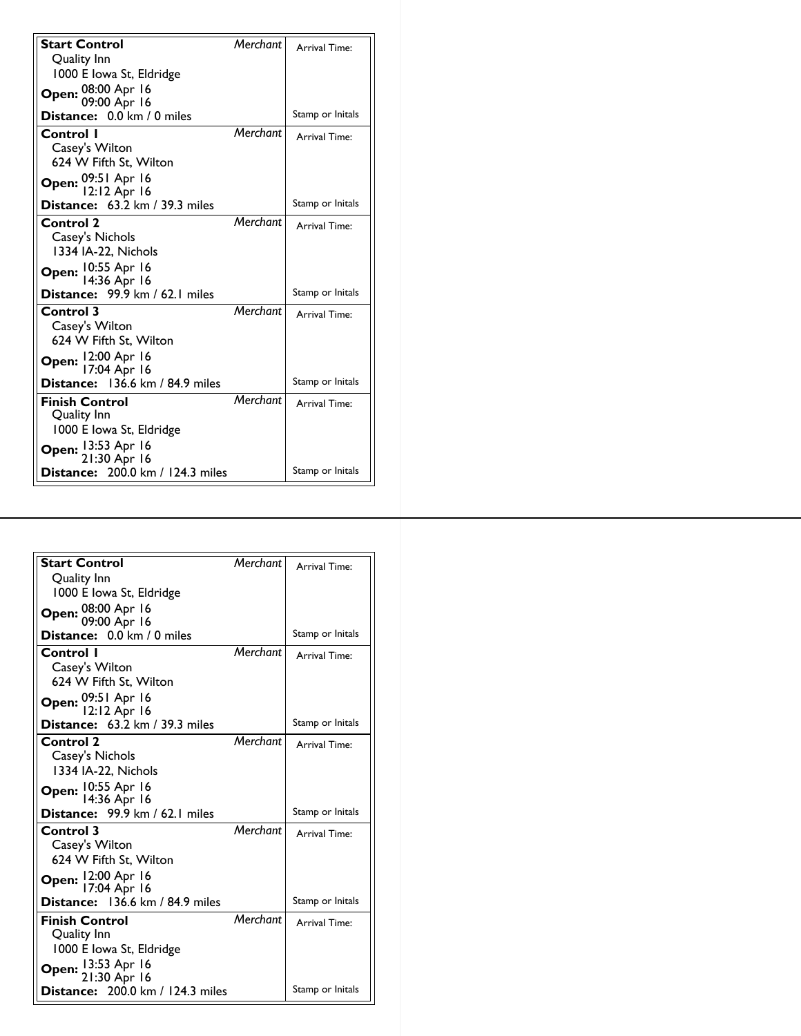| | | |
|---|---|---|
| **Start Control**<br>Quality Inn<br>1000 E Iowa St, Eldridge<br>**Open:** 08:00 Apr 16<br>09:00 Apr 16<br>**Distance:** 0.0 km / 0 miles | *Merchant* | Arrival Time:<br><br>Stamp or Initals |
| **Control 1**<br>Casey's Wilton<br>624 W Fifth St, Wilton<br>**Open:** 09:51 Apr 16<br>12:12 Apr 16<br>**Distance:** 63.2 km / 39.3 miles | *Merchant* | Arrival Time:<br><br>Stamp or Initals |
| **Control 2**<br>Casey's Nichols<br>1334 IA-22, Nichols<br>**Open:** 10:55 Apr 16<br>14:36 Apr 16<br>**Distance:** 99.9 km / 62.1 miles | *Merchant* | Arrival Time:<br><br>Stamp or Initals |
| **Control 3**<br>Casey's Wilton<br>624 W Fifth St, Wilton<br>**Open:** 12:00 Apr 16<br>17:04 Apr 16<br>**Distance:** 136.6 km / 84.9 miles | *Merchant* | Arrival Time:<br><br>Stamp or Initals |
| **Finish Control**<br>Quality Inn<br>1000 E Iowa St, Eldridge<br>**Open:** 13:53 Apr 16<br>21:30 Apr 16<br>**Distance:** 200.0 km / 124.3 miles | *Merchant* | Arrival Time:<br><br>Stamp or Initals |

| | | |
|---|---|---|
| **Start Control**<br>Quality Inn<br>1000 E Iowa St, Eldridge<br>**Open:** 08:00 Apr 16<br>09:00 Apr 16<br>**Distance:** 0.0 km / 0 miles | *Merchant* | Arrival Time:<br><br>Stamp or Initals |
| **Control 1**<br>Casey's Wilton<br>624 W Fifth St, Wilton<br>**Open:** 09:51 Apr 16<br>12:12 Apr 16<br>**Distance:** 63.2 km / 39.3 miles | *Merchant* | Arrival Time:<br><br>Stamp or Initals |
| **Control 2**<br>Casey's Nichols<br>1334 IA-22, Nichols<br>**Open:** 10:55 Apr 16<br>14:36 Apr 16<br>**Distance:** 99.9 km / 62.1 miles | *Merchant* | Arrival Time:<br><br>Stamp or Initals |
| **Control 3**<br>Casey's Wilton<br>624 W Fifth St, Wilton<br>**Open:** 12:00 Apr 16<br>17:04 Apr 16<br>**Distance:** 136.6 km / 84.9 miles | *Merchant* | Arrival Time:<br><br>Stamp or Initals |
| **Finish Control**<br>Quality Inn<br>1000 E Iowa St, Eldridge<br>**Open:** 13:53 Apr 16<br>21:30 Apr 16<br>**Distance:** 200.0 km / 124.3 miles | *Merchant* | Arrival Time:<br><br>Stamp or Initals |